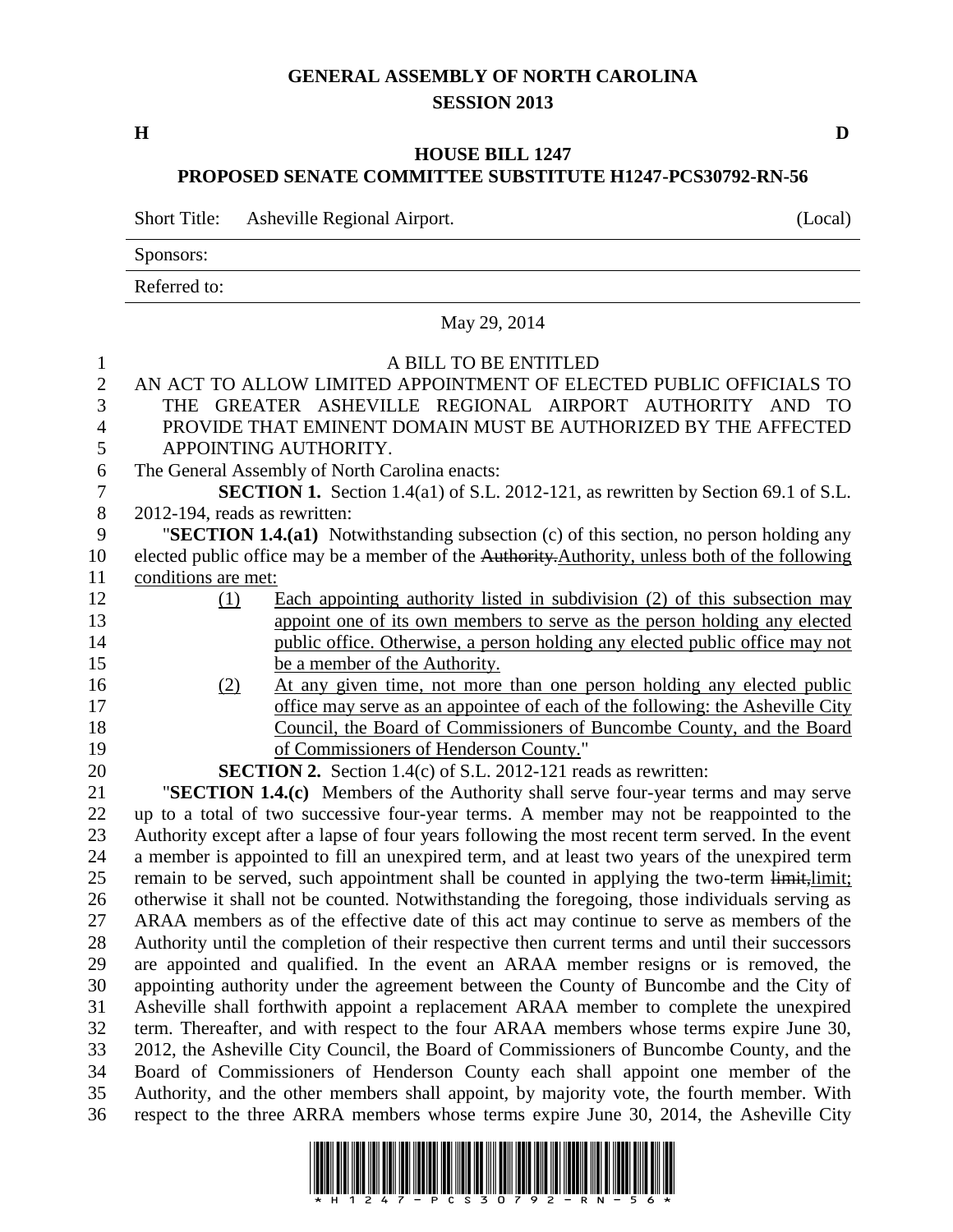# GENERAL ASSEMBLY OF NORTH CAROLINA
## SESSION 2013

**H** **D**

## HOUSE BILL 1247
## PROPOSED SENATE COMMITTEE SUBSTITUTE H1247-PCS30792-RN-56

Short Title: Asheville Regional Airport. (Local)

Sponsors:

Referred to:

May 29, 2014

A BILL TO BE ENTITLED

AN ACT TO ALLOW LIMITED APPOINTMENT OF ELECTED PUBLIC OFFICIALS TO THE GREATER ASHEVILLE REGIONAL AIRPORT AUTHORITY AND TO PROVIDE THAT EMINENT DOMAIN MUST BE AUTHORIZED BY THE AFFECTED APPOINTING AUTHORITY.

The General Assembly of North Carolina enacts:

**SECTION 1.** Section 1.4(a1) of S.L. 2012-121, as rewritten by Section 69.1 of S.L. 2012-194, reads as rewritten:

"**SECTION 1.4.(a1)** Notwithstanding subsection (c) of this section, no person holding any elected public office may be a member of the ~~Authority.~~Authority, unless both of the following conditions are met:

(1) Each appointing authority listed in subdivision (2) of this subsection may appoint one of its own members to serve as the person holding any elected public office. Otherwise, a person holding any elected public office may not be a member of the Authority.

(2) At any given time, not more than one person holding any elected public office may serve as an appointee of each of the following: the Asheville City Council, the Board of Commissioners of Buncombe County, and the Board of Commissioners of Henderson County."

**SECTION 2.** Section 1.4(c) of S.L. 2012-121 reads as rewritten:

"**SECTION 1.4.(c)** Members of the Authority shall serve four-year terms and may serve up to a total of two successive four-year terms. A member may not be reappointed to the Authority except after a lapse of four years following the most recent term served. In the event a member is appointed to fill an unexpired term, and at least two years of the unexpired term remain to be served, such appointment shall be counted in applying the two-term ~~limit,~~limit; otherwise it shall not be counted. Notwithstanding the foregoing, those individuals serving as ARAA members as of the effective date of this act may continue to serve as members of the Authority until the completion of their respective then current terms and until their successors are appointed and qualified. In the event an ARAA member resigns or is removed, the appointing authority under the agreement between the County of Buncombe and the City of Asheville shall forthwith appoint a replacement ARAA member to complete the unexpired term. Thereafter, and with respect to the four ARAA members whose terms expire June 30, 2012, the Asheville City Council, the Board of Commissioners of Buncombe County, and the Board of Commissioners of Henderson County each shall appoint one member of the Authority, and the other members shall appoint, by majority vote, the fourth member. With respect to the three ARRA members whose terms expire June 30, 2014, the Asheville City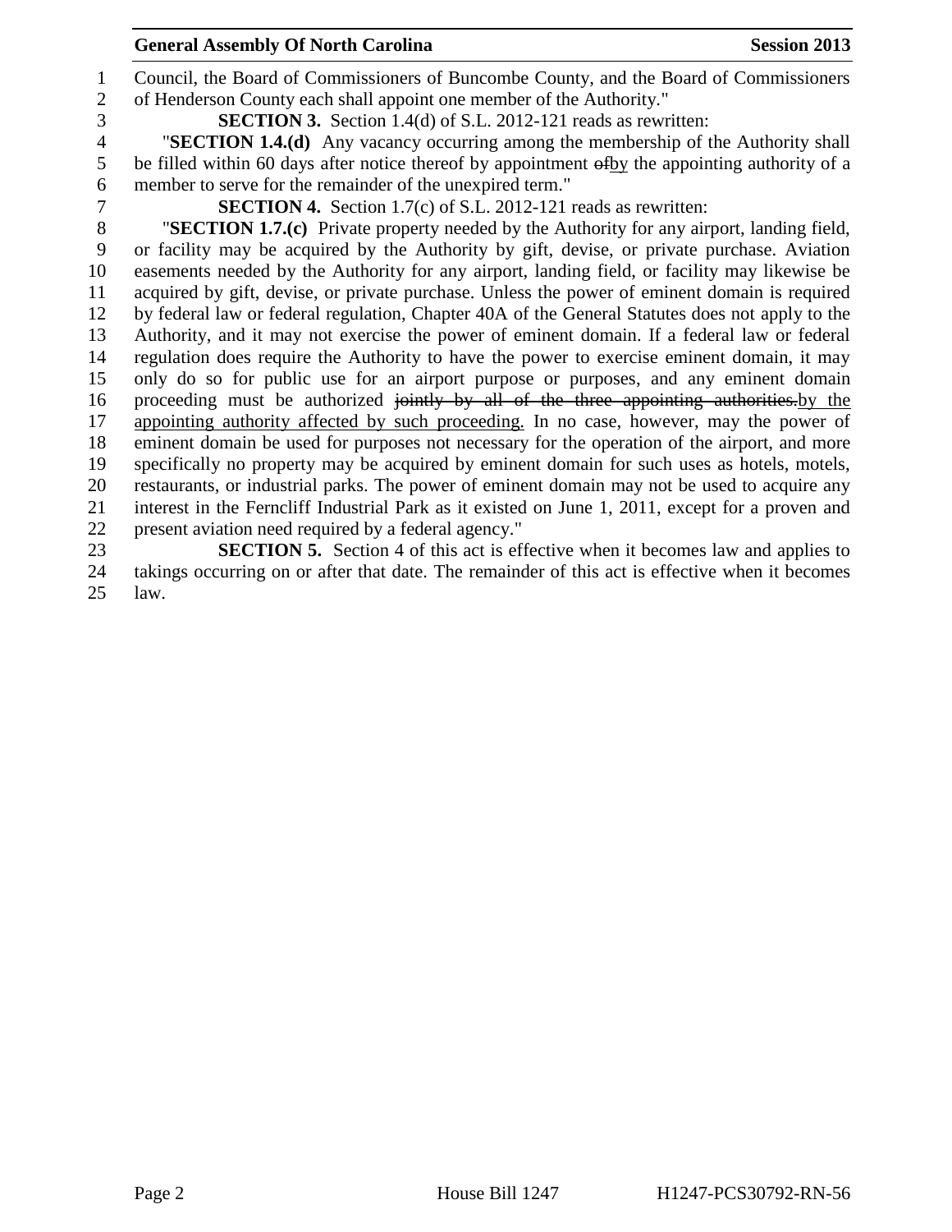Council, the Board of Commissioners of Buncombe County, and the Board of Commissioners of Henderson County each shall appoint one member of the Authority."

**SECTION 3.** Section 1.4(d) of S.L. 2012-121 reads as rewritten:

"**SECTION 1.4.(d)** Any vacancy occurring among the membership of the Authority shall be filled within 60 days after notice thereof by appointment ~~of~~by the appointing authority of a member to serve for the remainder of the unexpired term."

**SECTION 4.** Section 1.7(c) of S.L. 2012-121 reads as rewritten:

"**SECTION 1.7.(c)** Private property needed by the Authority for any airport, landing field, or facility may be acquired by the Authority by gift, devise, or private purchase. Aviation easements needed by the Authority for any airport, landing field, or facility may likewise be acquired by gift, devise, or private purchase. Unless the power of eminent domain is required by federal law or federal regulation, Chapter 40A of the General Statutes does not apply to the Authority, and it may not exercise the power of eminent domain. If a federal law or federal regulation does require the Authority to have the power to exercise eminent domain, it may only do so for public use for an airport purpose or purposes, and any eminent domain proceeding must be authorized ~~jointly by all of the three appointing authorities.~~by the appointing authority affected by such proceeding. In no case, however, may the power of eminent domain be used for purposes not necessary for the operation of the airport, and more specifically no property may be acquired by eminent domain for such uses as hotels, motels, restaurants, or industrial parks. The power of eminent domain may not be used to acquire any interest in the Ferncliff Industrial Park as it existed on June 1, 2011, except for a proven and present aviation need required by a federal agency."

**SECTION 5.** Section 4 of this act is effective when it becomes law and applies to takings occurring on or after that date. The remainder of this act is effective when it becomes law.